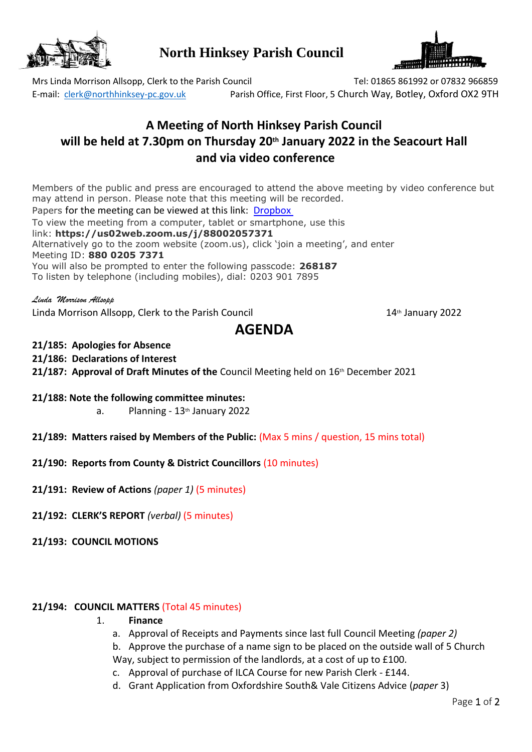# North Hinksey Parish Council

Mrs Linda Morrison Allsopp, Clerk to the Parish Council Tel: 01865 861992 or 07832 966859
E-mail: clerk@northhinksey-pc.gov.uk Parish Office, First Floor, 5 Church Way, Botley, Oxford OX2 9TH

## A Meeting of North Hinksey Parish Council will be held at 7.30pm on Thursday 20th January 2022 in the Seacourt Hall and via video conference

Members of the public and press are encouraged to attend the above meeting by video conference but may attend in person. Please note that this meeting will be recorded.
Papers for the meeting can be viewed at this link: Dropbox
To view the meeting from a computer, tablet or smartphone, use this link: **https://us02web.zoom.us/j/88002057371**
Alternatively go to the zoom website (zoom.us), click 'join a meeting', and enter Meeting ID: **880 0205 7371**
You will also be prompted to enter the following passcode: **268187**
To listen by telephone (including mobiles), dial: 0203 901 7895

*Linda Morrison Allsopp*
Linda Morrison Allsopp, Clerk to the Parish Council 14th January 2022

## AGENDA

**21/185: Apologies for Absence**
**21/186: Declarations of Interest**
**21/187: Approval of Draft Minutes of the** Council Meeting held on 16th December 2021

**21/188: Note the following committee minutes:**
a. Planning - 13th January 2022

**21/189: Matters raised by Members of the Public:** (Max 5 mins / question, 15 mins total)

**21/190: Reports from County & District Councillors** (10 minutes)

**21/191: Review of Actions** *(paper 1)* (5 minutes)

**21/192: CLERK'S REPORT** *(verbal)* (5 minutes)

**21/193: COUNCIL MOTIONS**

**21/194: COUNCIL MATTERS** (Total 45 minutes)

1. **Finance**
   a. Approval of Receipts and Payments since last full Council Meeting *(paper 2)*
   b. Approve the purchase of a name sign to be placed on the outside wall of 5 Church Way, subject to permission of the landlords, at a cost of up to £100.
   c. Approval of purchase of ILCA Course for new Parish Clerk - £144.
   d. Grant Application from Oxfordshire South& Vale Citizens Advice (*paper* 3)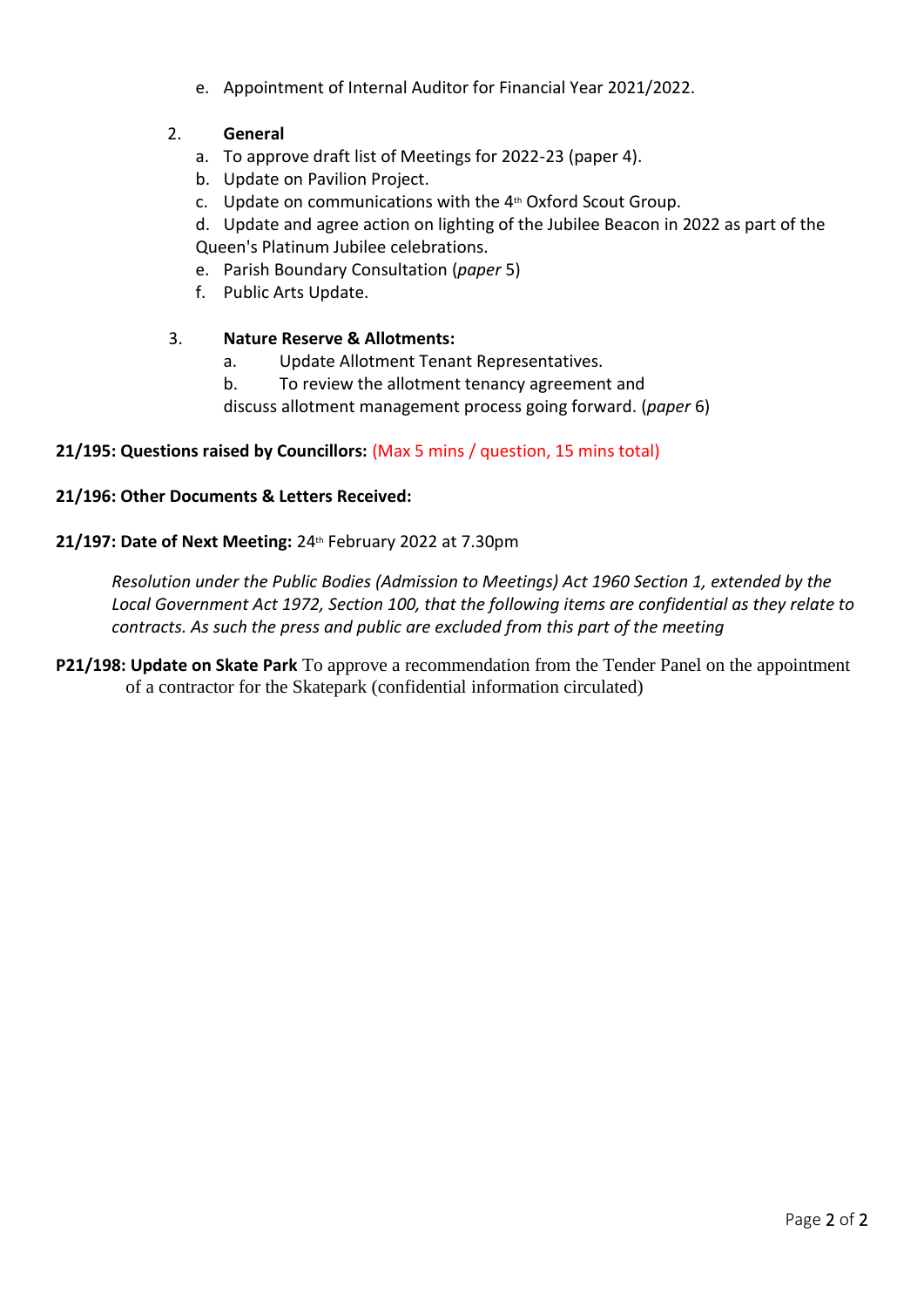e. Appointment of Internal Auditor for Financial Year 2021/2022.

2. **General**

a. To approve draft list of Meetings for 2022-23 (paper 4).
b. Update on Pavilion Project.
c. Update on communications with the 4th Oxford Scout Group.
d. Update and agree action on lighting of the Jubilee Beacon in 2022 as part of the Queen's Platinum Jubilee celebrations.
e. Parish Boundary Consultation (*paper* 5)
f. Public Arts Update.

3. **Nature Reserve & Allotments:**

a. Update Allotment Tenant Representatives.
b. To review the allotment tenancy agreement and discuss allotment management process going forward. (*paper* 6)

**21/195: Questions raised by Councillors:** (Max 5 mins / question, 15 mins total)

**21/196: Other Documents & Letters Received:**

**21/197: Date of Next Meeting:** 24th February 2022 at 7.30pm

*Resolution under the Public Bodies (Admission to Meetings) Act 1960 Section 1, extended by the Local Government Act 1972, Section 100, that the following items are confidential as they relate to contracts. As such the press and public are excluded from this part of the meeting*

**P21/198: Update on Skate Park** To approve a recommendation from the Tender Panel on the appointment of a contractor for the Skatepark (confidential information circulated)